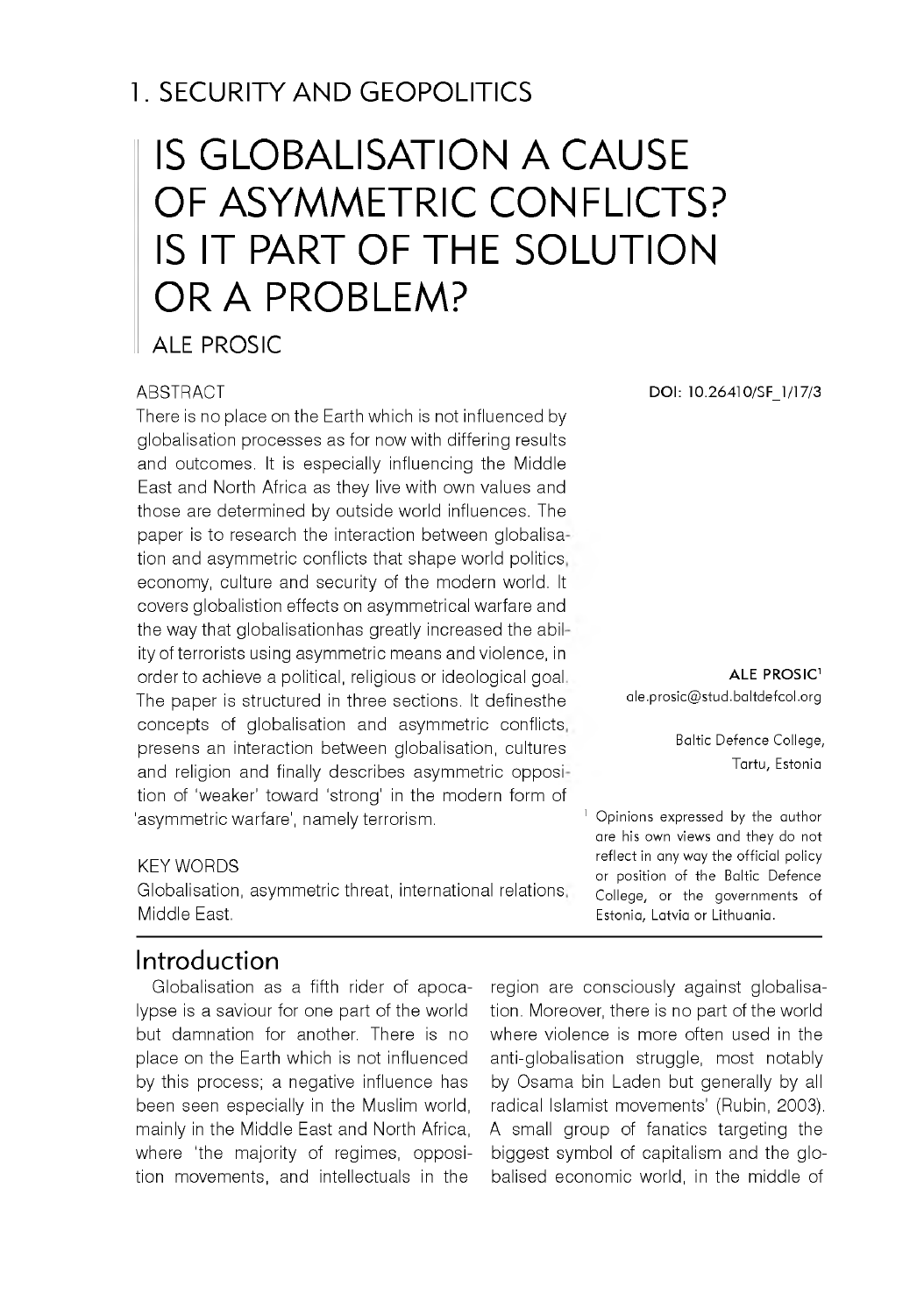# 1. SECURITY AND GEOPOLITICS

# IS GLOBALISATION A CAUSE OF ASYMMETRIC CONFLICTS? IS IT PART OF THE SOLUTION OR A PROBLEM?

ALE PROSIC

DOI: 10.26410/SF_1/17/3

**ALE PROSIC**[1]
ale.prosic@stud.baltdefcol.org

Baltic Defence College,
Tartu, Estonia

[1] Opinions expressed by the author are his own views and they do not reflect in any way the official policy or position of the Baltic Defence College, or the governments of Estonia, Latvia or Lithuania.

ABSTRACT

There is no place on the Earth which is not influenced by globalisation processes as for now with differing results and outcomes. It is especially influencing the Middle East and North Africa as they live with own values and those are determined by outside world influences. The paper is to research the interaction between globalisation and asymmetric conflicts that shape world politics, economy, culture and security of the modern world. It covers globalistion effects on asymmetrical warfare and the way that globalisationhas greatly increased the ability of terrorists using asymmetric means and violence, in order to achieve a political, religious or ideological goal. The paper is structured in three sections. It definesthe concepts of globalisation and asymmetric conflicts, presens an interaction between globalisation, cultures and religion and finally describes asymmetric opposition of 'weaker' toward 'strong' in the modern form of 'asymmetric warfare', namely terrorism.

KEY WORDS

Globalisation, asymmetric threat, international relations, Middle East.

## Introduction

Globalisation as a fifth rider of apocalypse is a saviour for one part of the world but damnation for another. There is no place on the Earth which is not influenced by this process; a negative influence has been seen especially in the Muslim world, mainly in the Middle East and North Africa, where 'the majority of regimes, opposition movements, and intellectuals in the region are consciously against globalisation. Moreover, there is no part of the world where violence is more often used in the anti-globalisation struggle, most notably by Osama bin Laden but generally by all radical Islamist movements' (Rubin, 2003). A small group of fanatics targeting the biggest symbol of capitalism and the globalised economic world, in the middle of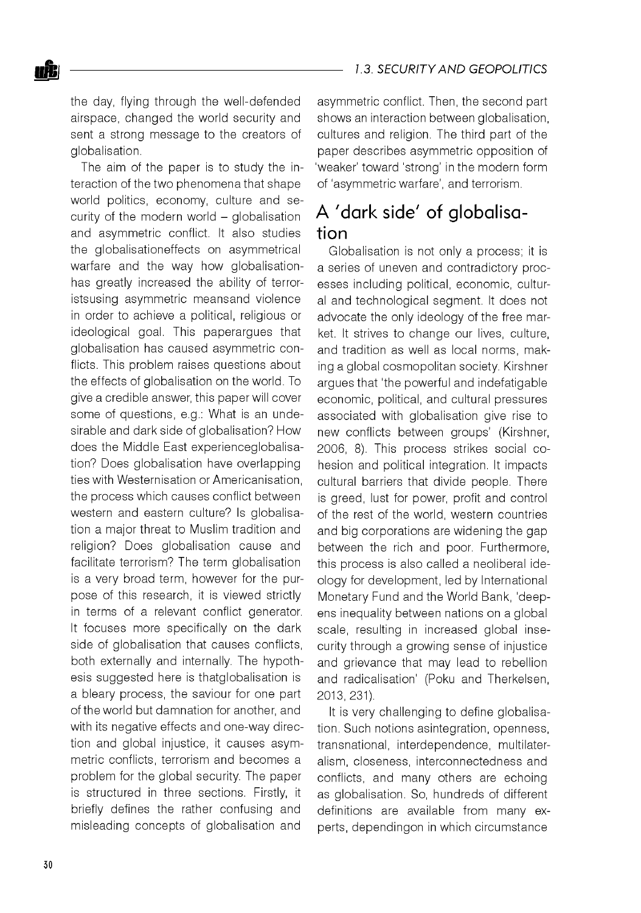the day, flying through the well-defended airspace, changed the world security and sent a strong message to the creators of globalisation.

The aim of the paper is to study the interaction of the two phenomena that shape world politics, economy, culture and security of the modern world – globalisation and asymmetric conflict. It also studies the globalisationeffects on asymmetrical warfare and the way how globalisationhas greatly increased the ability of terroristsusing asymmetric meansand violence in order to achieve a political, religious or ideological goal. This paperargues that globalisation has caused asymmetric conflicts. This problem raises questions about the effects of globalisation on the world. To give a credible answer, this paper will cover some of questions, e.g.: What is an undesirable and dark side of globalisation? How does the Middle East experienceglobalisation? Does globalisation have overlapping ties with Westernisation or Americanisation, the process which causes conflict between western and eastern culture? Is globalisation a major threat to Muslim tradition and religion? Does globalisation cause and facilitate terrorism? The term globalisation is a very broad term, however for the purpose of this research, it is viewed strictly in terms of a relevant conflict generator. It focuses more specifically on the dark side of globalisation that causes conflicts, both externally and internally. The hypothesis suggested here is thatglobalisation is a bleary process, the saviour for one part of the world but damnation for another, and with its negative effects and one-way direction and global injustice, it causes asymmetric conflicts, terrorism and becomes a problem for the global security. The paper is structured in three sections. Firstly, it briefly defines the rather confusing and misleading concepts of globalisation and asymmetric conflict. Then, the second part shows an interaction between globalisation, cultures and religion. The third part of the paper describes asymmetric opposition of 'weaker' toward 'strong' in the modern form of 'asymmetric warfare', and terrorism.

## A 'dark side' of globalisation

Globalisation is not only a process; it is a series of uneven and contradictory processes including political, economic, cultural and technological segment. It does not advocate the only ideology of the free market. It strives to change our lives, culture, and tradition as well as local norms, making a global cosmopolitan society. Kirshner argues that 'the powerful and indefatigable economic, political, and cultural pressures associated with globalisation give rise to new conflicts between groups' (Kirshner, 2006, 8). This process strikes social cohesion and political integration. It impacts cultural barriers that divide people. There is greed, lust for power, profit and control of the rest of the world, western countries and big corporations are widening the gap between the rich and poor. Furthermore, this process is also called a neoliberal ideology for development, led by International Monetary Fund and the World Bank, 'deepens inequality between nations on a global scale, resulting in increased global insecurity through a growing sense of injustice and grievance that may lead to rebellion and radicalisation' (Poku and Therkelsen, 2013, 231).

It is very challenging to define globalisation. Such notions asintegration, openness, transnational, interdependence, multilateralism, closeness, interconnectedness and conflicts, and many others are echoing as globalisation. So, hundreds of different definitions are available from many experts, dependingon in which circumstance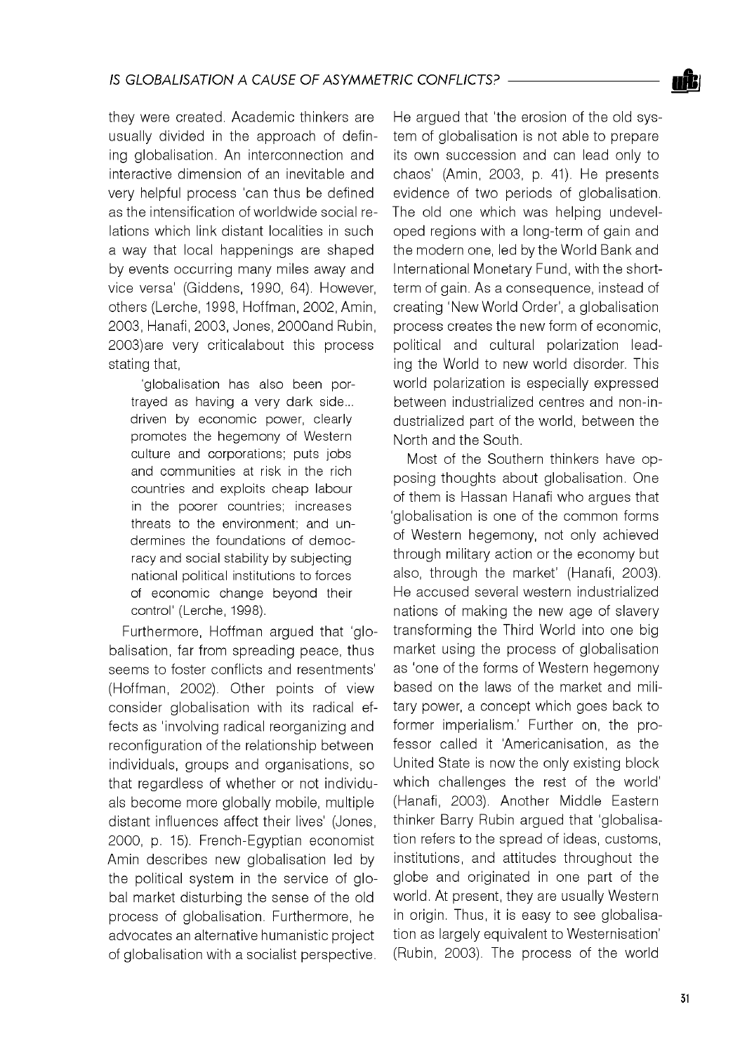they were created. Academic thinkers are usually divided in the approach of defining globalisation. An interconnection and interactive dimension of an inevitable and very helpful process 'can thus be defined as the intensification of worldwide social relations which link distant localities in such a way that local happenings are shaped by events occurring many miles away and vice versa' (Giddens, 1990, 64). However, others (Lerche, 1998, Hoffman, 2002, Amin, 2003, Hanafi, 2003, Jones, 2000and Rubin, 2003)are very criticalabout this process stating that,

> 'globalisation has also been portrayed as having a very dark side... driven by economic power, clearly promotes the hegemony of Western culture and corporations; puts jobs and communities at risk in the rich countries and exploits cheap labour in the poorer countries; increases threats to the environment; and undermines the foundations of democracy and social stability by subjecting national political institutions to forces of economic change beyond their control' (Lerche, 1998).

Furthermore, Hoffman argued that 'globalisation, far from spreading peace, thus seems to foster conflicts and resentments' (Hoffman, 2002). Other points of view consider globalisation with its radical effects as 'involving radical reorganizing and reconfiguration of the relationship between individuals, groups and organisations, so that regardless of whether or not individuals become more globally mobile, multiple distant influences affect their lives' (Jones, 2000, p. 15). French-Egyptian economist Amin describes new globalisation led by the political system in the service of global market disturbing the sense of the old process of globalisation. Furthermore, he advocates an alternative humanistic project of globalisation with a socialist perspective. He argued that 'the erosion of the old system of globalisation is not able to prepare its own succession and can lead only to chaos' (Amin, 2003, p. 41). He presents evidence of two periods of globalisation. The old one which was helping undeveloped regions with a long-term of gain and the modern one, led by the World Bank and International Monetary Fund, with the short-term of gain. As a consequence, instead of creating 'New World Order', a globalisation process creates the new form of economic, political and cultural polarization leading the World to new world disorder. This world polarization is especially expressed between industrialized centres and non-industrialized part of the world, between the North and the South.

Most of the Southern thinkers have opposing thoughts about globalisation. One of them is Hassan Hanafi who argues that 'globalisation is one of the common forms of Western hegemony, not only achieved through military action or the economy but also, through the market' (Hanafi, 2003). He accused several western industrialized nations of making the new age of slavery transforming the Third World into one big market using the process of globalisation as 'one of the forms of Western hegemony based on the laws of the market and military power, a concept which goes back to former imperialism.' Further on, the professor called it 'Americanisation, as the United State is now the only existing block which challenges the rest of the world' (Hanafi, 2003). Another Middle Eastern thinker Barry Rubin argued that 'globalisation refers to the spread of ideas, customs, institutions, and attitudes throughout the globe and originated in one part of the world. At present, they are usually Western in origin. Thus, it is easy to see globalisation as largely equivalent to Westernisation' (Rubin, 2003). The process of the world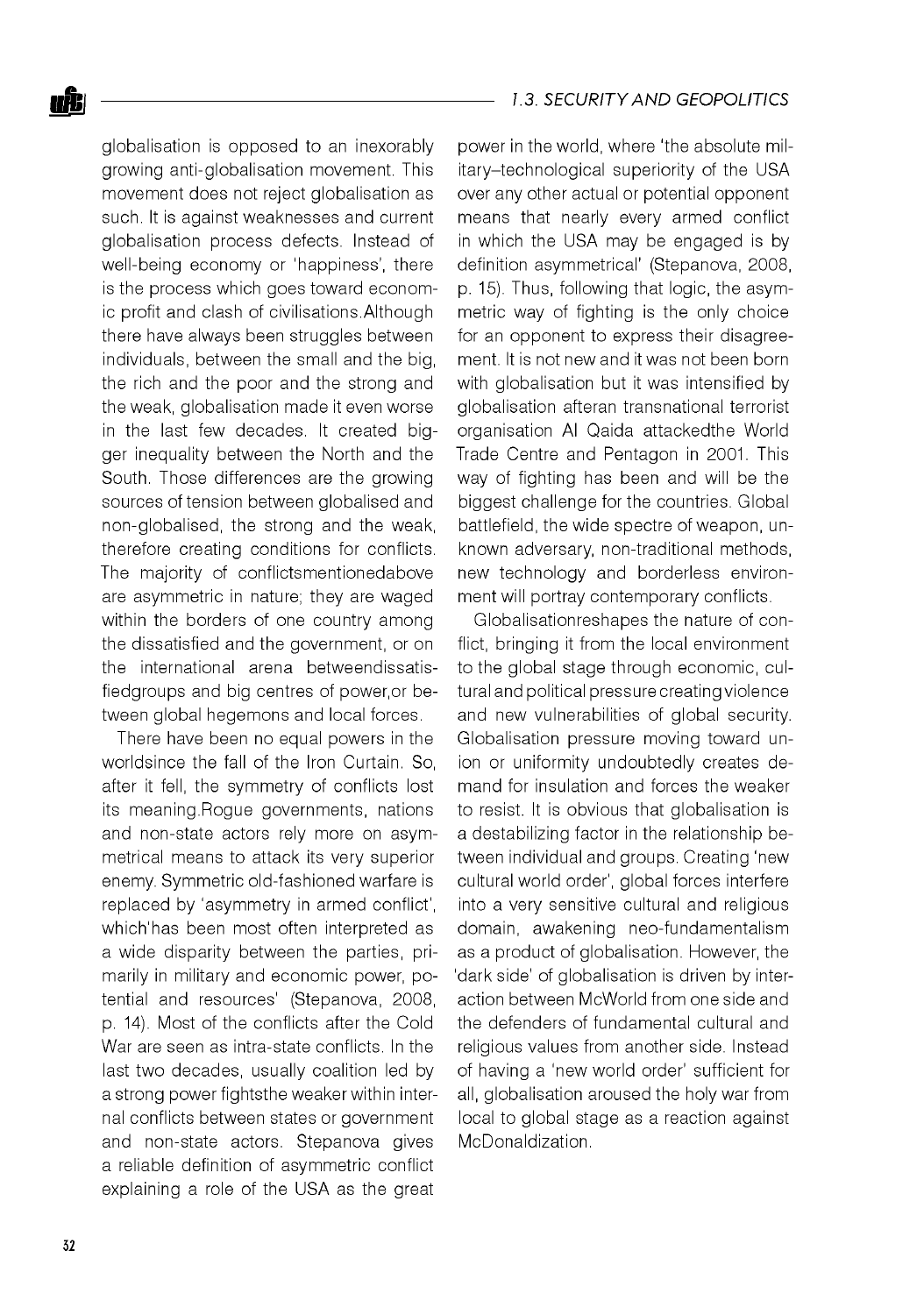globalisation is opposed to an inexorably growing anti-globalisation movement. This movement does not reject globalisation as such. It is against weaknesses and current globalisation process defects. Instead of well-being economy or 'happiness', there is the process which goes toward economic profit and clash of civilisations.Although there have always been struggles between individuals, between the small and the big, the rich and the poor and the strong and the weak, globalisation made it even worse in the last few decades. It created bigger inequality between the North and the South. Those differences are the growing sources of tension between globalised and non-globalised, the strong and the weak, therefore creating conditions for conflicts. The majority of conflictsmentionedabove are asymmetric in nature; they are waged within the borders of one country among the dissatisfied and the government, or on the international arena betweendissatisfiedgroups and big centres of power,or between global hegemons and local forces.

There have been no equal powers in the worldsince the fall of the Iron Curtain. So, after it fell, the symmetry of conflicts lost its meaning.Rogue governments, nations and non-state actors rely more on asymmetrical means to attack its very superior enemy. Symmetric old-fashioned warfare is replaced by 'asymmetry in armed conflict', which'has been most often interpreted as a wide disparity between the parties, primarily in military and economic power, potential and resources' (Stepanova, 2008, p. 14). Most of the conflicts after the Cold War are seen as intra-state conflicts. In the last two decades, usually coalition led by a strong power fightsthe weaker within internal conflicts between states or government and non-state actors. Stepanova gives a reliable definition of asymmetric conflict explaining a role of the USA as the great power in the world, where 'the absolute military–technological superiority of the USA over any other actual or potential opponent means that nearly every armed conflict in which the USA may be engaged is by definition asymmetrical' (Stepanova, 2008, p. 15). Thus, following that logic, the asymmetric way of fighting is the only choice for an opponent to express their disagreement. It is not new and it was not been born with globalisation but it was intensified by globalisation afteran transnational terrorist organisation Al Qaida attackedthe World Trade Centre and Pentagon in 2001. This way of fighting has been and will be the biggest challenge for the countries. Global battlefield, the wide spectre of weapon, unknown adversary, non-traditional methods, new technology and borderless environment will portray contemporary conflicts.

Globalisationreshapes the nature of conflict, bringing it from the local environment to the global stage through economic, cultural and political pressure creatingviolence and new vulnerabilities of global security. Globalisation pressure moving toward union or uniformity undoubtedly creates demand for insulation and forces the weaker to resist. It is obvious that globalisation is a destabilizing factor in the relationship between individual and groups. Creating 'new cultural world order', global forces interfere into a very sensitive cultural and religious domain, awakening neo-fundamentalism as a product of globalisation. However, the 'dark side' of globalisation is driven by interaction between McWorld from one side and the defenders of fundamental cultural and religious values from another side. Instead of having a 'new world order' sufficient for all, globalisation aroused the holy war from local to global stage as a reaction against McDonaldization.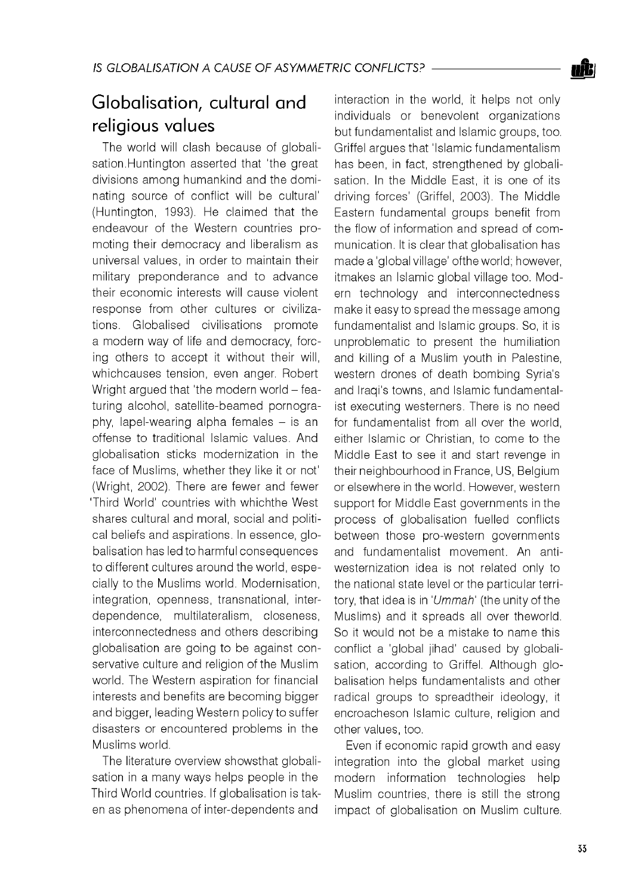## Globalisation, cultural and religious values

The world will clash because of globalisation.Huntington asserted that 'the great divisions among humankind and the dominating source of conflict will be cultural' (Huntington, 1993). He claimed that the endeavour of the Western countries promoting their democracy and liberalism as universal values, in order to maintain their military preponderance and to advance their economic interests will cause violent response from other cultures or civilizations. Globalised civilisations promote a modern way of life and democracy, forcing others to accept it without their will, whichcauses tension, even anger. Robert Wright argued that 'the modern world – featuring alcohol, satellite-beamed pornography, lapel-wearing alpha females – is an offense to traditional Islamic values. And globalisation sticks modernization in the face of Muslims, whether they like it or not' (Wright, 2002). There are fewer and fewer 'Third World' countries with whichthe West shares cultural and moral, social and political beliefs and aspirations. In essence, globalisation has led to harmful consequences to different cultures around the world, especially to the Muslims world. Modernisation, integration, openness, transnational, interdependence, multilateralism, closeness, interconnectedness and others describing globalisation are going to be against conservative culture and religion of the Muslim world. The Western aspiration for financial interests and benefits are becoming bigger and bigger, leading Western policy to suffer disasters or encountered problems in the Muslims world.

The literature overview showsthat globalisation in a many ways helps people in the Third World countries. If globalisation is taken as phenomena of inter-dependents and interaction in the world, it helps not only individuals or benevolent organizations but fundamentalist and Islamic groups, too. Griffel argues that 'Islamic fundamentalism has been, in fact, strengthened by globalisation. In the Middle East, it is one of its driving forces' (Griffel, 2003). The Middle Eastern fundamental groups benefit from the flow of information and spread of communication. It is clear that globalisation has made a 'global village' ofthe world; however, itmakes an Islamic global village too. Modern technology and interconnectedness make it easy to spread the message among fundamentalist and Islamic groups. So, it is unproblematic to present the humiliation and killing of a Muslim youth in Palestine, western drones of death bombing Syria's and Iraqi's towns, and Islamic fundamentalist executing westerners. There is no need for fundamentalist from all over the world, either Islamic or Christian, to come to the Middle East to see it and start revenge in their neighbourhood in France, US, Belgium or elsewhere in the world. However, western support for Middle East governments in the process of globalisation fuelled conflicts between those pro-western governments and fundamentalist movement. An anti-westernization idea is not related only to the national state level or the particular territory, that idea is in '*Ummah*' (the unity of the Muslims) and it spreads all over theworld. So it would not be a mistake to name this conflict a 'global jihad' caused by globalisation, according to Griffel. Although globalisation helps fundamentalists and other radical groups to spreadtheir ideology, it encroacheson Islamic culture, religion and other values, too.

Even if economic rapid growth and easy integration into the global market using modern information technologies help Muslim countries, there is still the strong impact of globalisation on Muslim culture.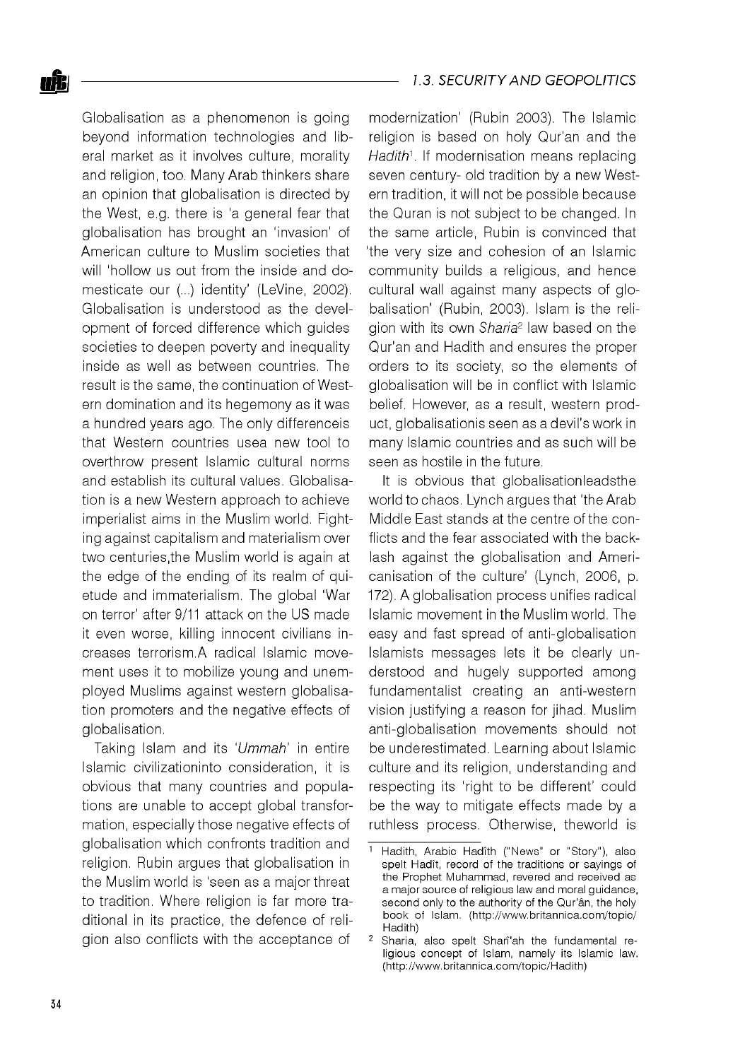Globalisation as a phenomenon is going beyond information technologies and liberal market as it involves culture, morality and religion, too. Many Arab thinkers share an opinion that globalisation is directed by the West, e.g. there is 'a general fear that globalisation has brought an 'invasion' of American culture to Muslim societies that will 'hollow us out from the inside and domesticate our (...) identity' (LeVine, 2002). Globalisation is understood as the development of forced difference which guides societies to deepen poverty and inequality inside as well as between countries. The result is the same, the continuation of Western domination and its hegemony as it was a hundred years ago. The only differenceis that Western countries usea new tool to overthrow present Islamic cultural norms and establish its cultural values. Globalisation is a new Western approach to achieve imperialist aims in the Muslim world. Fighting against capitalism and materialism over two centuries,the Muslim world is again at the edge of the ending of its realm of quietude and immaterialism. The global 'War on terror' after 9/11 attack on the US made it even worse, killing innocent civilians increases terrorism.A radical Islamic movement uses it to mobilize young and unemployed Muslims against western globalisation promoters and the negative effects of globalisation.

Taking Islam and its '*Ummah*' in entire Islamic civilizationinto consideration, it is obvious that many countries and populations are unable to accept global transformation, especially those negative effects of globalisation which confronts tradition and religion. Rubin argues that globalisation in the Muslim world is 'seen as a major threat to tradition. Where religion is far more traditional in its practice, the defence of religion also conflicts with the acceptance of modernization' (Rubin 2003). The Islamic religion is based on holy Qur'an and the *Hadith*[1]. If modernisation means replacing seven century- old tradition by a new Western tradition, it will not be possible because the Quran is not subject to be changed. In the same article, Rubin is convinced that 'the very size and cohesion of an Islamic community builds a religious, and hence cultural wall against many aspects of globalisation' (Rubin, 2003). Islam is the religion with its own *Sharia*[2] law based on the Qur'an and Hadith and ensures the proper orders to its society, so the elements of globalisation will be in conflict with Islamic belief. However, as a result, western product, globalisationis seen as a devil's work in many Islamic countries and as such will be seen as hostile in the future.

It is obvious that globalisationleadsthe world to chaos. Lynch argues that 'the Arab Middle East stands at the centre of the conflicts and the fear associated with the backlash against the globalisation and Americanisation of the culture' (Lynch, 2006, p. 172). A globalisation process unifies radical Islamic movement in the Muslim world. The easy and fast spread of anti-globalisation Islamists messages lets it be clearly understood and hugely supported among fundamentalist creating an anti-western vision justifying a reason for jihad. Muslim anti-globalisation movements should not be underestimated. Learning about Islamic culture and its religion, understanding and respecting its 'right to be different' could be the way to mitigate effects made by a ruthless process. Otherwise, theworld is

---

[1] Hadith, Arabic Hadīth ("News" or "Story"), also spelt Hadīt, record of the traditions or sayings of the Prophet Muhammad, revered and received as a major source of religious law and moral guidance, second only to the authority of the Qur'ān, the holy book of Islam. (http://www.britannica.com/topic/Hadith)

[2] Sharia, also spelt Sharī'ah the fundamental religious concept of Islam, namely its Islamic law. (http://www.britannica.com/topic/Hadith)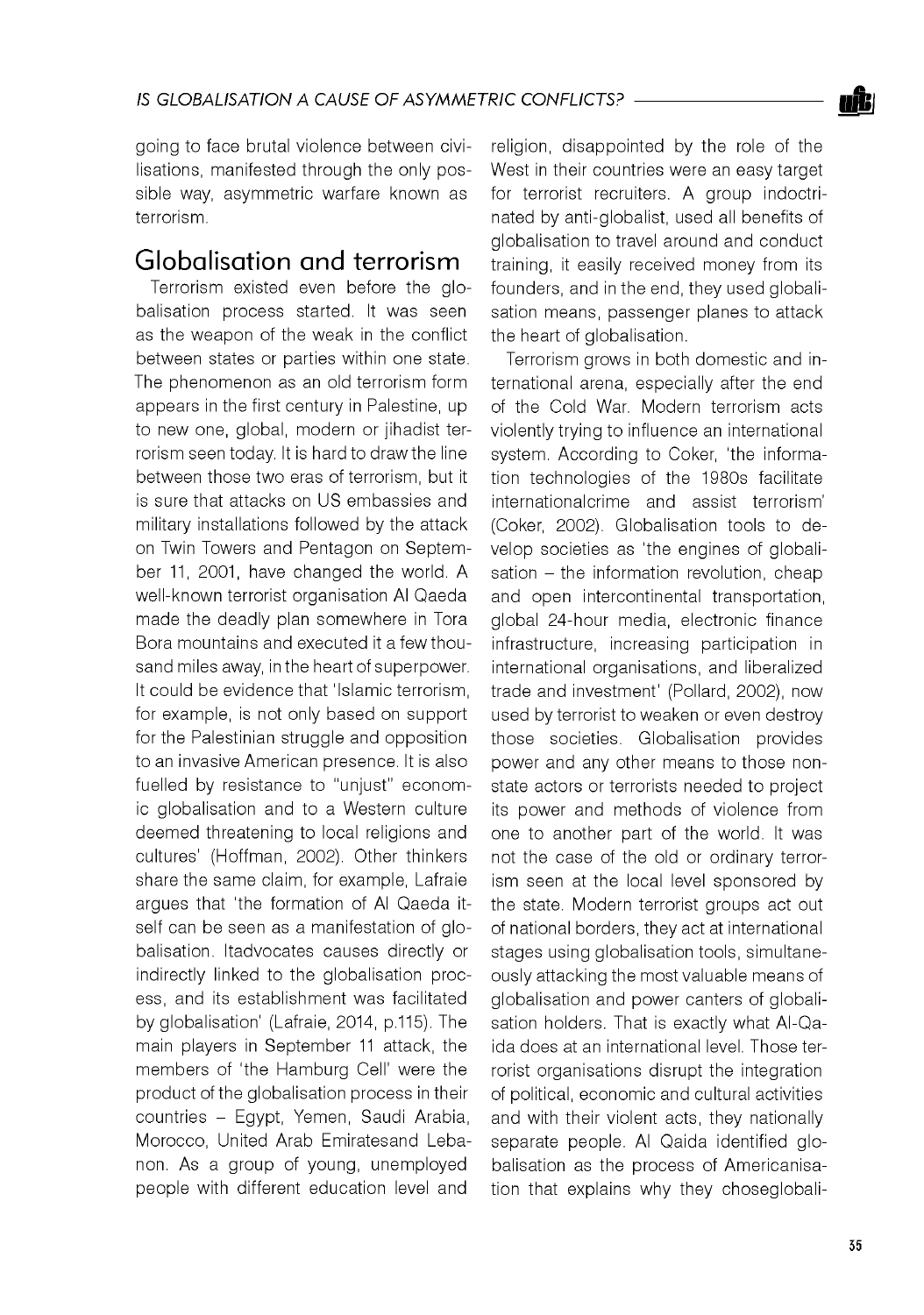going to face brutal violence between civilisations, manifested through the only possible way, asymmetric warfare known as terrorism.

## Globalisation and terrorism

Terrorism existed even before the globalisation process started. It was seen as the weapon of the weak in the conflict between states or parties within one state. The phenomenon as an old terrorism form appears in the first century in Palestine, up to new one, global, modern or jihadist terrorism seen today. It is hard to draw the line between those two eras of terrorism, but it is sure that attacks on US embassies and military installations followed by the attack on Twin Towers and Pentagon on September 11, 2001, have changed the world. A well-known terrorist organisation Al Qaeda made the deadly plan somewhere in Tora Bora mountains and executed it a few thousand miles away, in the heart of superpower. It could be evidence that 'Islamic terrorism, for example, is not only based on support for the Palestinian struggle and opposition to an invasive American presence. It is also fuelled by resistance to "unjust" economic globalisation and to a Western culture deemed threatening to local religions and cultures' (Hoffman, 2002). Other thinkers share the same claim, for example, Lafraie argues that 'the formation of Al Qaeda itself can be seen as a manifestation of globalisation. Itadvocates causes directly or indirectly linked to the globalisation process, and its establishment was facilitated by globalisation' (Lafraie, 2014, p.115). The main players in September 11 attack, the members of 'the Hamburg Cell' were the product of the globalisation process in their countries – Egypt, Yemen, Saudi Arabia, Morocco, United Arab Emiratesand Lebanon. As a group of young, unemployed people with different education level and religion, disappointed by the role of the West in their countries were an easy target for terrorist recruiters. A group indoctrinated by anti-globalist, used all benefits of globalisation to travel around and conduct training, it easily received money from its founders, and in the end, they used globalisation means, passenger planes to attack the heart of globalisation.

Terrorism grows in both domestic and international arena, especially after the end of the Cold War. Modern terrorism acts violently trying to influence an international system. According to Coker, 'the information technologies of the 1980s facilitate internationalcrime and assist terrorism' (Coker, 2002). Globalisation tools to develop societies as 'the engines of globalisation – the information revolution, cheap and open intercontinental transportation, global 24-hour media, electronic finance infrastructure, increasing participation in international organisations, and liberalized trade and investment' (Pollard, 2002), now used by terrorist to weaken or even destroy those societies. Globalisation provides power and any other means to those non-state actors or terrorists needed to project its power and methods of violence from one to another part of the world. It was not the case of the old or ordinary terrorism seen at the local level sponsored by the state. Modern terrorist groups act out of national borders, they act at international stages using globalisation tools, simultaneously attacking the most valuable means of globalisation and power canters of globalisation holders. That is exactly what Al-Qaida does at an international level. Those terrorist organisations disrupt the integration of political, economic and cultural activities and with their violent acts, they nationally separate people. Al Qaida identified globalisation as the process of Americanisation that explains why they choseglobali-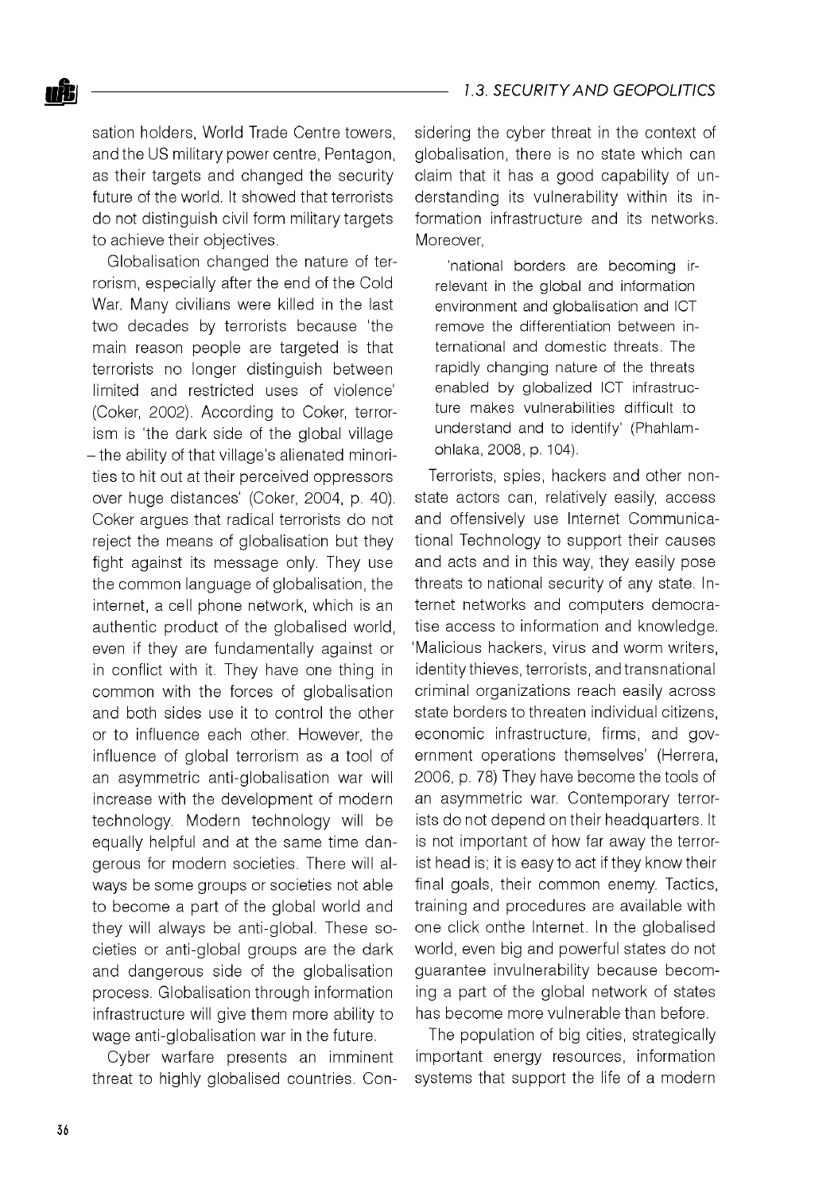sation holders, World Trade Centre towers, and the US military power centre, Pentagon, as their targets and changed the security future of the world. It showed that terrorists do not distinguish civil form military targets to achieve their objectives.

Globalisation changed the nature of terrorism, especially after the end of the Cold War. Many civilians were killed in the last two decades by terrorists because 'the main reason people are targeted is that terrorists no longer distinguish between limited and restricted uses of violence' (Coker, 2002). According to Coker, terrorism is 'the dark side of the global village – the ability of that village's alienated minorities to hit out at their perceived oppressors over huge distances' (Coker, 2004, p. 40). Coker argues that radical terrorists do not reject the means of globalisation but they fight against its message only. They use the common language of globalisation, the internet, a cell phone network, which is an authentic product of the globalised world, even if they are fundamentally against or in conflict with it. They have one thing in common with the forces of globalisation and both sides use it to control the other or to influence each other. However, the influence of global terrorism as a tool of an asymmetric anti-globalisation war will increase with the development of modern technology. Modern technology will be equally helpful and at the same time dangerous for modern societies. There will always be some groups or societies not able to become a part of the global world and they will always be anti-global. These societies or anti-global groups are the dark and dangerous side of the globalisation process. Globalisation through information infrastructure will give them more ability to wage anti-globalisation war in the future.

Cyber warfare presents an imminent threat to highly globalised countries. Considering the cyber threat in the context of globalisation, there is no state which can claim that it has a good capability of understanding its vulnerability within its information infrastructure and its networks. Moreover,

> 'national borders are becoming irrelevant in the global and information environment and globalisation and ICT remove the differentiation between international and domestic threats. The rapidly changing nature of the threats enabled by globalized ICT infrastructure makes vulnerabilities difficult to understand and to identify' (Phahlamohlaka, 2008, p. 104).

Terrorists, spies, hackers and other non-state actors can, relatively easily, access and offensively use Internet Communicational Technology to support their causes and acts and in this way, they easily pose threats to national security of any state. Internet networks and computers democratise access to information and knowledge. 'Malicious hackers, virus and worm writers, identity thieves, terrorists, and transnational criminal organizations reach easily across state borders to threaten individual citizens, economic infrastructure, firms, and government operations themselves' (Herrera, 2006, p. 78) They have become the tools of an asymmetric war. Contemporary terrorists do not depend on their headquarters. It is not important of how far away the terrorist head is; it is easy to act if they know their final goals, their common enemy. Tactics, training and procedures are available with one click onthe Internet. In the globalised world, even big and powerful states do not guarantee invulnerability because becoming a part of the global network of states has become more vulnerable than before.

The population of big cities, strategically important energy resources, information systems that support the life of a modern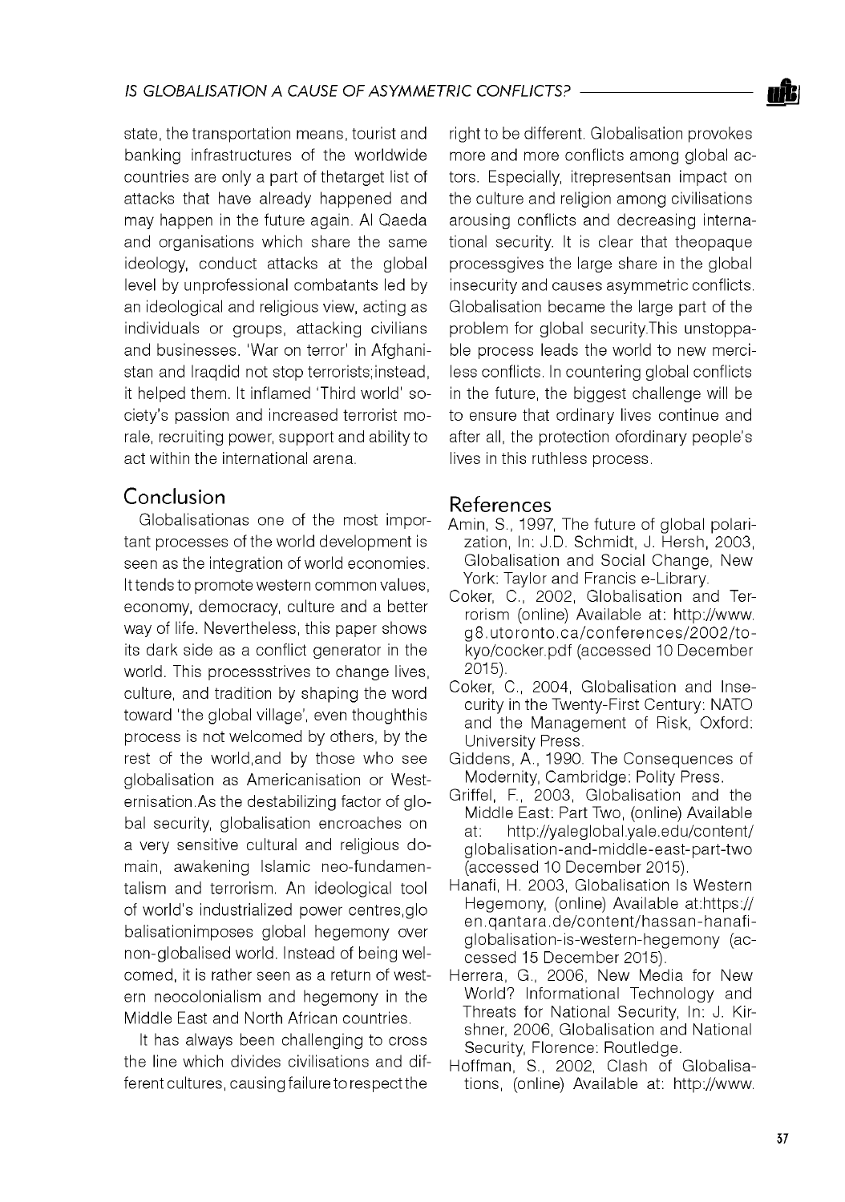state, the transportation means, tourist and banking infrastructures of the worldwide countries are only a part of thetarget list of attacks that have already happened and may happen in the future again. Al Qaeda and organisations which share the same ideology, conduct attacks at the global level by unprofessional combatants led by an ideological and religious view, acting as individuals or groups, attacking civilians and businesses. 'War on terror' in Afghanistan and Iraqdid not stop terrorists;instead, it helped them. It inflamed 'Third world' society's passion and increased terrorist morale, recruiting power, support and ability to act within the international arena.

## Conclusion

Globalisationas one of the most important processes of the world development is seen as the integration of world economies. It tends to promote western common values, economy, democracy, culture and a better way of life. Nevertheless, this paper shows its dark side as a conflict generator in the world. This processstrives to change lives, culture, and tradition by shaping the word toward 'the global village', even thoughthis process is not welcomed by others, by the rest of the world,and by those who see globalisation as Americanisation or Westernisation.As the destabilizing factor of global security, globalisation encroaches on a very sensitive cultural and religious domain, awakening Islamic neo-fundamentalism and terrorism. An ideological tool of world's industrialized power centres,globalisationimposes global hegemony over non-globalised world. Instead of being welcomed, it is rather seen as a return of western neocolonialism and hegemony in the Middle East and North African countries.

It has always been challenging to cross the line which divides civilisations and different cultures, causing failure to respect the right to be different. Globalisation provokes more and more conflicts among global actors. Especially, itrepresentsan impact on the culture and religion among civilisations arousing conflicts and decreasing international security. It is clear that theopaque processgives the large share in the global insecurity and causes asymmetric conflicts. Globalisation became the large part of the problem for global security.This unstoppable process leads the world to new merciless conflicts. In countering global conflicts in the future, the biggest challenge will be to ensure that ordinary lives continue and after all, the protection ofordinary people's lives in this ruthless process.

## References

Amin, S., 1997, The future of global polarization, In: J.D. Schmidt, J. Hersh, 2003, Globalisation and Social Change, New York: Taylor and Francis e-Library.

Coker, C., 2002, Globalisation and Terrorism (online) Available at: http://www.g8.utoronto.ca/conferences/2002/tokyo/cocker.pdf (accessed 10 December 2015).

Coker, C., 2004, Globalisation and Insecurity in the Twenty-First Century: NATO and the Management of Risk, Oxford: University Press.

Giddens, A., 1990. The Consequences of Modernity, Cambridge: Polity Press.

Griffel, F., 2003, Globalisation and the Middle East: Part Two, (online) Available at: http://yaleglobal.yale.edu/content/globalisation-and-middle-east-part-two (accessed 10 December 2015).

Hanafi, H. 2003, Globalisation Is Western Hegemony, (online) Available at:https://en.qantara.de/content/hassan-hanafi-globalisation-is-western-hegemony (accessed 15 December 2015).

Herrera, G., 2006, New Media for New World? Informational Technology and Threats for National Security, In: J. Kirshner, 2006, Globalisation and National Security, Florence: Routledge.

Hoffman, S., 2002, Clash of Globalisations, (online) Available at: http://www.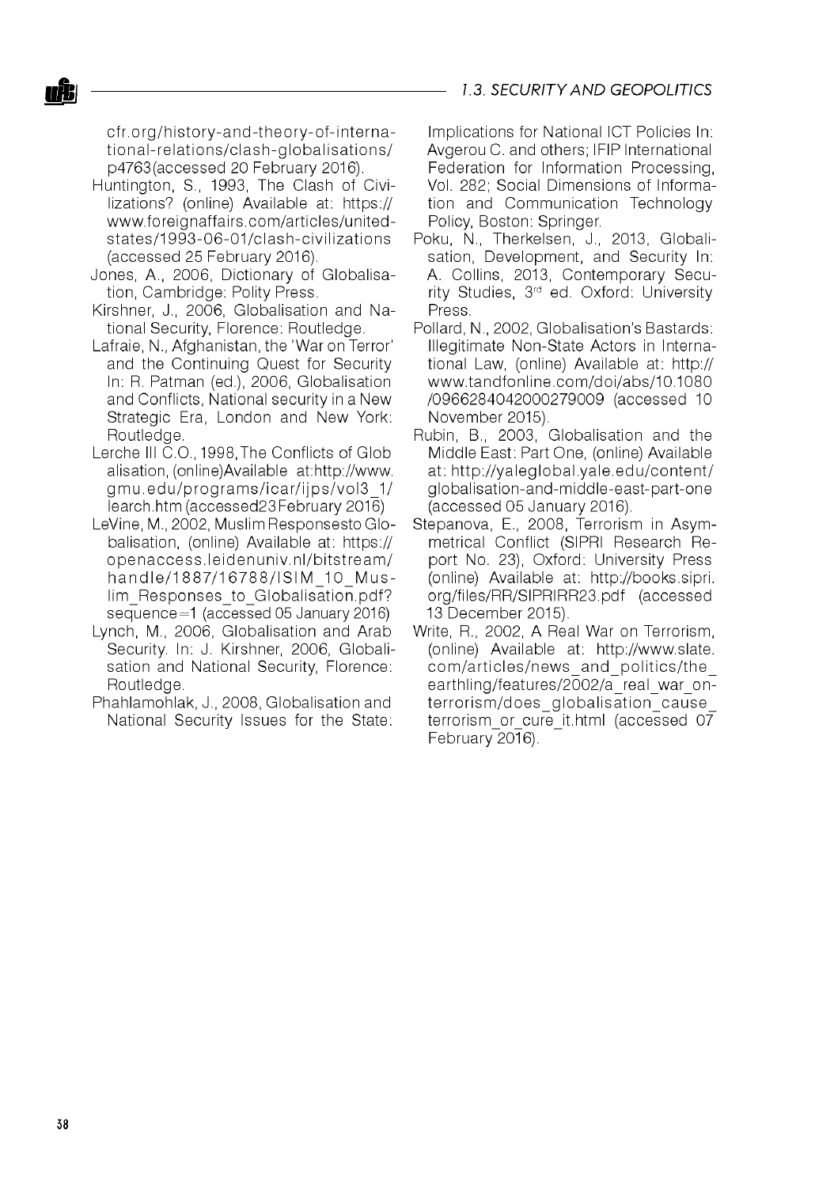cfr.org/history-and-theory-of-international-relations/clash-globalisations/p4763(accessed 20 February 2016).

Huntington, S., 1993, The Clash of Civilizations? (online) Available at: https://www.foreignaffairs.com/articles/united-states/1993-06-01/clash-civilizations (accessed 25 February 2016).

Jones, A., 2006, Dictionary of Globalisation, Cambridge: Polity Press.

Kirshner, J., 2006, Globalisation and National Security, Florence: Routledge.

Lafraie, N., Afghanistan, the 'War on Terror' and the Continuing Quest for Security In: R. Patman (ed.), 2006, Globalisation and Conflicts, National security in a New Strategic Era, London and New York: Routledge.

Lerche III C.O., 1998, The Conflicts of Glob alisation, (online)Available at:http://www.gmu.edu/programs/icar/ijps/vol3_1/learch.htm (accessed23 February 2016)

LeVine, M., 2002, Muslim Responsesto Globalisation, (online) Available at: https://openaccess.leidenuniv.nl/bitstream/handle/1887/16788/ISIM_10_Muslim_Responses_to_Globalisation.pdf?sequence=1 (accessed 05 January 2016)

Lynch, M., 2006, Globalisation and Arab Security. In: J. Kirshner, 2006, Globalisation and National Security, Florence: Routledge.

Phahlamohlak, J., 2008, Globalisation and National Security Issues for the State: Implications for National ICT Policies In: Avgerou C. and others; IFIP International Federation for Information Processing, Vol. 282; Social Dimensions of Information and Communication Technology Policy, Boston: Springer.

Poku, N., Therkelsen, J., 2013, Globalisation, Development, and Security In: A. Collins, 2013, Contemporary Security Studies, 3rd ed. Oxford: University Press.

Pollard, N., 2002, Globalisation's Bastards: Illegitimate Non-State Actors in International Law, (online) Available at: http://www.tandfonline.com/doi/abs/10.1080/0966284042000279009 (accessed 10 November 2015).

Rubin, B., 2003, Globalisation and the Middle East: Part One, (online) Available at: http://yaleglobal.yale.edu/content/globalisation-and-middle-east-part-one (accessed 05 January 2016).

Stepanova, E., 2008, Terrorism in Asymmetrical Conflict (SIPRI Research Report No. 23), Oxford: University Press (online) Available at: http://books.sipri.org/files/RR/SIPRIRR23.pdf (accessed 13 December 2015).

Write, R., 2002, A Real War on Terrorism, (online) Available at: http://www.slate.com/articles/news_and_politics/the_earthling/features/2002/a_real_war_on-terrorism/does_globalisation_cause_terrorism_or_cure_it.html (accessed 07 February 2016).